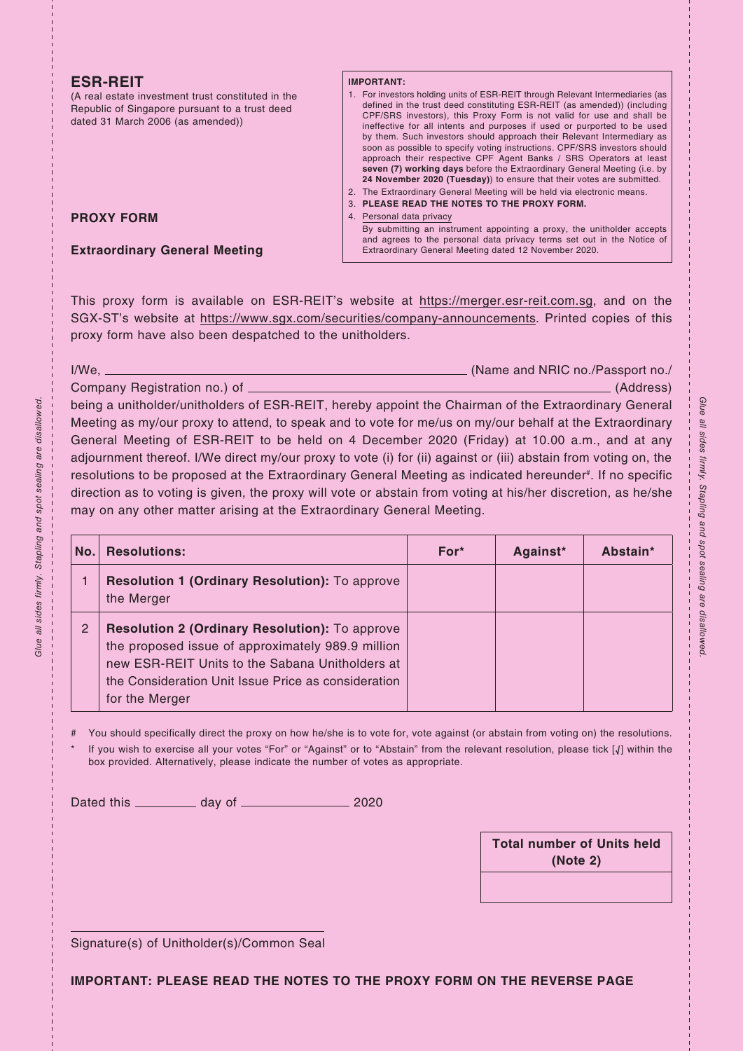# ESR-REIT

(A real estate investment trust constituted in the Republic of Singapore pursuant to a trust deed dated 31 March 2006 (as amended))

**IMPORTANT:**

1. For investors holding units of ESR-REIT through Relevant Intermediaries (as defined in the trust deed constituting ESR-REIT (as amended)) (including CPF/SRS investors), this Proxy Form is not valid for use and shall be ineffective for all intents and purposes if used or purported to be used by them. Such investors should approach their Relevant Intermediary as soon as possible to specify voting instructions. CPF/SRS investors should approach their respective CPF Agent Banks / SRS Operators at least **seven (7) working days** before the Extraordinary General Meeting (i.e. by **24 November 2020 (Tuesday)**) to ensure that their votes are submitted.
2. The Extraordinary General Meeting will be held via electronic means.
3. **PLEASE READ THE NOTES TO THE PROXY FORM.**
4. Personal data privacy
   By submitting an instrument appointing a proxy, the unitholder accepts and agrees to the personal data privacy terms set out in the Notice of Extraordinary General Meeting dated 12 November 2020.

## PROXY FORM

## Extraordinary General Meeting

This proxy form is available on ESR-REIT's website at https://merger.esr-reit.com.sg, and on the SGX-ST's website at https://www.sgx.com/securities/company-announcements. Printed copies of this proxy form have also been despatched to the unitholders.

I/We, ______________________________ (Name and NRIC no./Passport no./ Company Registration no.) of ______________________________ (Address) being a unitholder/unitholders of ESR-REIT, hereby appoint the Chairman of the Extraordinary General Meeting as my/our proxy to attend, to speak and to vote for me/us on my/our behalf at the Extraordinary General Meeting of ESR-REIT to be held on 4 December 2020 (Friday) at 10.00 a.m., and at any adjournment thereof. I/We direct my/our proxy to vote (i) for (ii) against or (iii) abstain from voting on, the resolutions to be proposed at the Extraordinary General Meeting as indicated hereunder#. If no specific direction as to voting is given, the proxy will vote or abstain from voting at his/her discretion, as he/she may on any other matter arising at the Extraordinary General Meeting.

| No. | Resolutions: | For* | Against* | Abstain* |
|---|---|---|---|---|
| 1 | **Resolution 1 (Ordinary Resolution):** To approve the Merger | | | |
| 2 | **Resolution 2 (Ordinary Resolution):** To approve the proposed issue of approximately 989.9 million new ESR-REIT Units to the Sabana Unitholders at the Consideration Unit Issue Price as consideration for the Merger | | | |

# You should specifically direct the proxy on how he/she is to vote for, vote against (or abstain from voting on) the resolutions.

* If you wish to exercise all your votes "For" or "Against" or to "Abstain" from the relevant resolution, please tick [√] within the box provided. Alternatively, please indicate the number of votes as appropriate.

Dated this __________ day of ________________ 2020

| Total number of Units held (Note 2) |
|---|
| |

______________________________
Signature(s) of Unitholder(s)/Common Seal

**IMPORTANT: PLEASE READ THE NOTES TO THE PROXY FORM ON THE REVERSE PAGE**

*Glue all sides firmly. Stapling and spot sealing are disallowed.*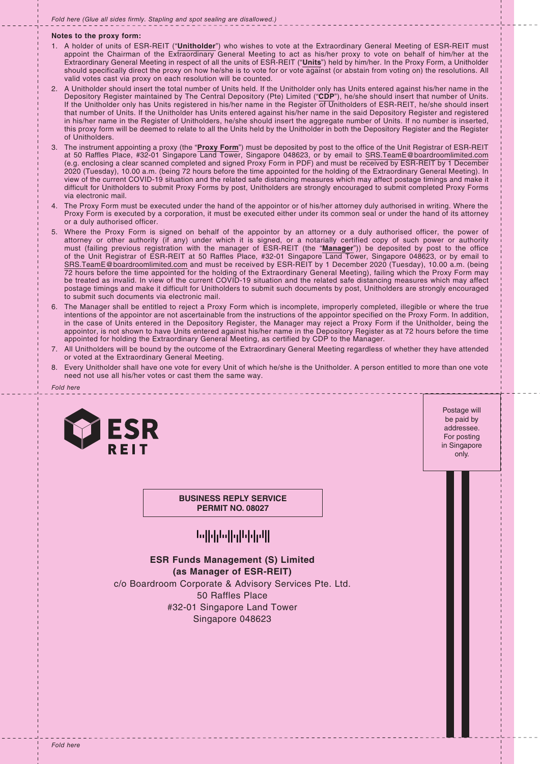*Fold here (Glue all sides firmly. Stapling and spot sealing are disallowed.)*

**Notes to the proxy form:**

1. A holder of units of ESR-REIT ("**Unitholder**") who wishes to vote at the Extraordinary General Meeting of ESR-REIT must appoint the Chairman of the Extraordinary General Meeting to act as his/her proxy to vote on behalf of him/her at the Extraordinary General Meeting in respect of all the units of ESR-REIT ("**Units**") held by him/her. In the Proxy Form, a Unitholder should specifically direct the proxy on how he/she is to vote for or vote against (or abstain from voting on) the resolutions. All valid votes cast via proxy on each resolution will be counted.
2. A Unitholder should insert the total number of Units held. If the Unitholder only has Units entered against his/her name in the Depository Register maintained by The Central Depository (Pte) Limited ("**CDP**"), he/she should insert that number of Units. If the Unitholder only has Units registered in his/her name in the Register of Unitholders of ESR-REIT, he/she should insert that number of Units. If the Unitholder has Units entered against his/her name in the said Depository Register and registered in his/her name in the Register of Unitholders, he/she should insert the aggregate number of Units. If no number is inserted, this proxy form will be deemed to relate to all the Units held by the Unitholder in both the Depository Register and the Register of Unitholders.
3. The instrument appointing a proxy (the "**Proxy Form**") must be deposited by post to the office of the Unit Registrar of ESR-REIT at 50 Raffles Place, #32-01 Singapore Land Tower, Singapore 048623, or by email to SRS.TeamE@boardroomlimited.com (e.g. enclosing a clear scanned completed and signed Proxy Form in PDF) and must be received by ESR-REIT by 1 December 2020 (Tuesday), 10.00 a.m. (being 72 hours before the time appointed for the holding of the Extraordinary General Meeting). In view of the current COVID-19 situation and the related safe distancing measures which may affect postage timings and make it difficult for Unitholders to submit Proxy Forms by post, Unitholders are strongly encouraged to submit completed Proxy Forms via electronic mail.
4. The Proxy Form must be executed under the hand of the appointor or of his/her attorney duly authorised in writing. Where the Proxy Form is executed by a corporation, it must be executed either under its common seal or under the hand of its attorney or a duly authorised officer.
5. Where the Proxy Form is signed on behalf of the appointor by an attorney or a duly authorised officer, the power of attorney or other authority (if any) under which it is signed, or a notarially certified copy of such power or authority must (failing previous registration with the manager of ESR-REIT (the "**Manager**")) be deposited by post to the office of the Unit Registrar of ESR-REIT at 50 Raffles Place, #32-01 Singapore Land Tower, Singapore 048623, or by email to SRS.TeamE@boardroomlimited.com and must be received by ESR-REIT by 1 December 2020 (Tuesday), 10.00 a.m. (being 72 hours before the time appointed for the holding of the Extraordinary General Meeting), failing which the Proxy Form may be treated as invalid. In view of the current COVID-19 situation and the related safe distancing measures which may affect postage timings and make it difficult for Unitholders to submit such documents by post, Unitholders are strongly encouraged to submit such documents via electronic mail.
6. The Manager shall be entitled to reject a Proxy Form which is incomplete, improperly completed, illegible or where the true intentions of the appointor are not ascertainable from the instructions of the appointor specified on the Proxy Form. In addition, in the case of Units entered in the Depository Register, the Manager may reject a Proxy Form if the Unitholder, being the appointor, is not shown to have Units entered against his/her name in the Depository Register as at 72 hours before the time appointed for holding the Extraordinary General Meeting, as certified by CDP to the Manager.
7. All Unitholders will be bound by the outcome of the Extraordinary General Meeting regardless of whether they have attended or voted at the Extraordinary General Meeting.
8. Every Unitholder shall have one vote for every Unit of which he/she is the Unitholder. A person entitled to more than one vote need not use all his/her votes or cast them the same way.

*Fold here*

ESR REIT

Postage will be paid by addressee. For posting in Singapore only.

**BUSINESS REPLY SERVICE**
**PERMIT NO. 08027**

**ESR Funds Management (S) Limited**
**(as Manager of ESR-REIT)**
c/o Boardroom Corporate & Advisory Services Pte. Ltd.
50 Raffles Place
#32-01 Singapore Land Tower
Singapore 048623

*Fold here*